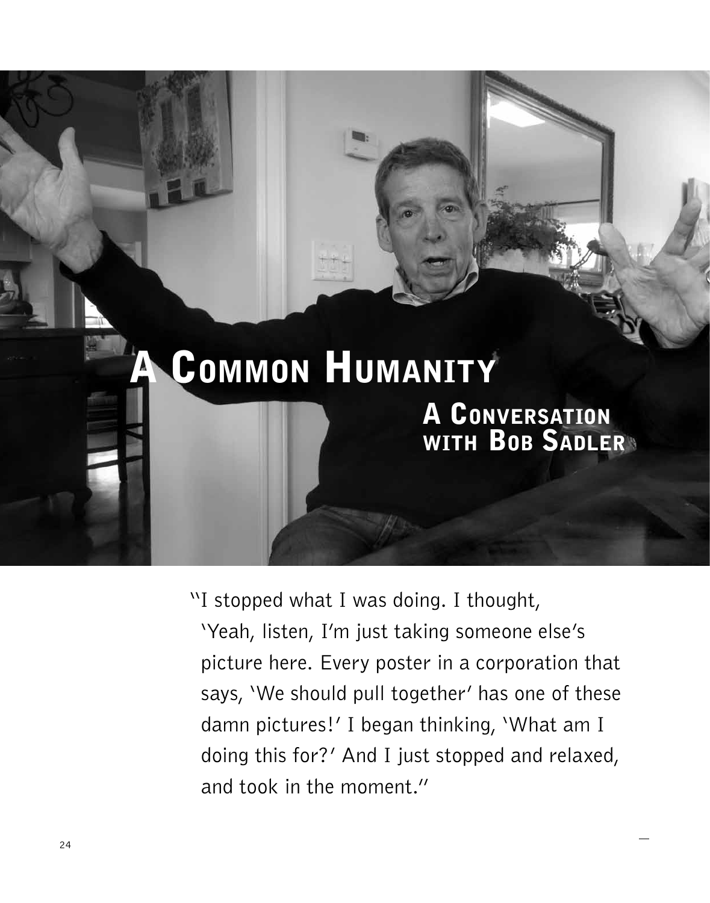# A Common Humanity

## A Conversation with Bob Sadler

"I stopped what I was doing. I thought, 'Yeah, listen, I'm just taking someone else's picture here. Every poster in a corporation that says, 'We should pull together' has one of these damn pictures!' I began thinking, 'What am I doing this for?' And I just stopped and relaxed, and took in the moment."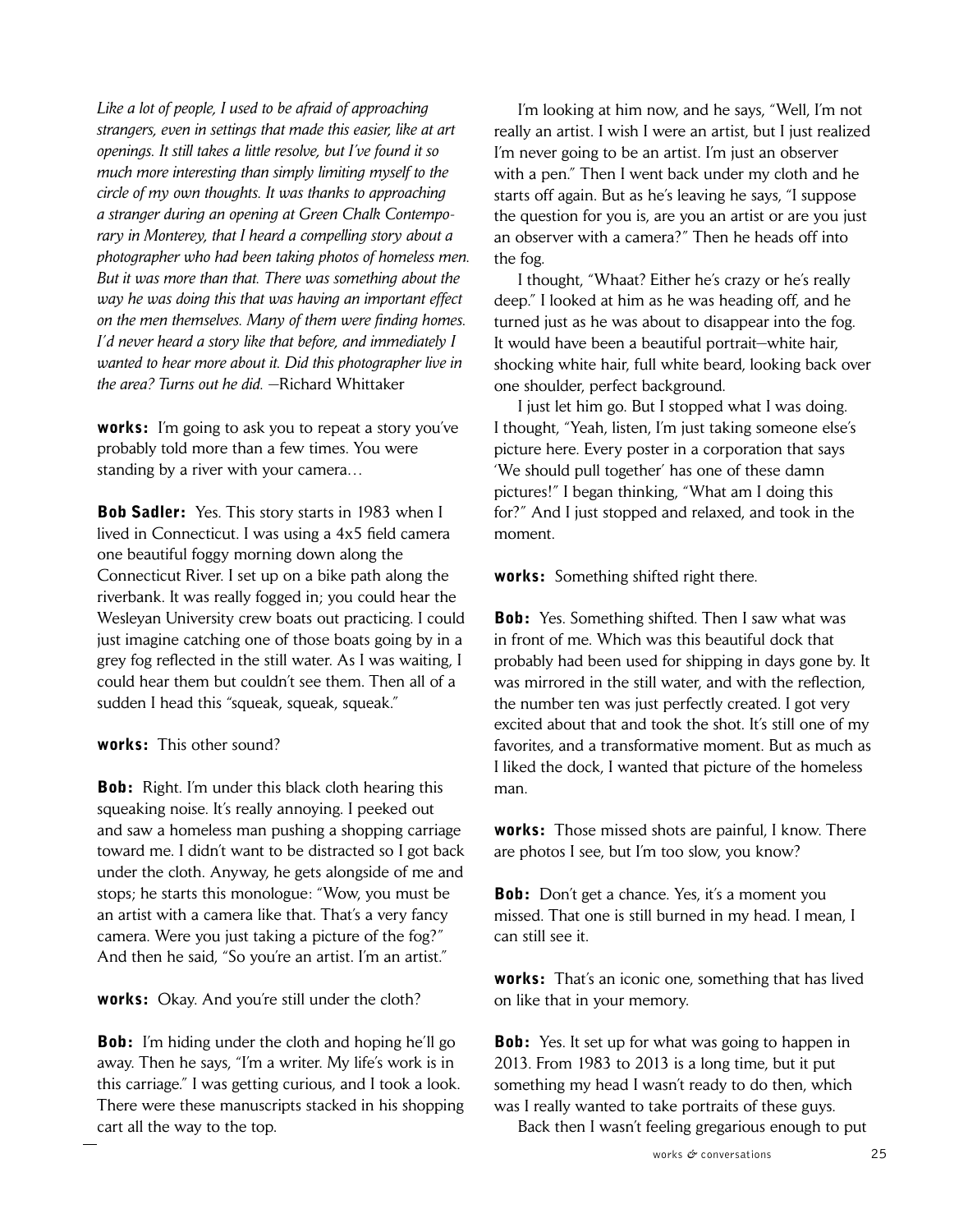*Like a lot of people, I used to be afraid of approaching strangers, even in settings that made this easier, like at art openings. It still takes a little resolve, but I've found it so much more interesting than simply limiting myself to the circle of my own thoughts. It was thanks to approaching a stranger during an opening at Green Chalk Contemporary in Monterey, that I heard a compelling story about a photographer who had been taking photos of homeless men. But it was more than that. There was something about the way he was doing this that was having an important effect on the men themselves. Many of them were finding homes. I'd never heard a story like that before, and immediately I wanted to hear more about it. Did this photographer live in the area? Turns out he did.* —Richard Whittaker

**works:** I'm going to ask you to repeat a story you've probably told more than a few times. You were standing by a river with your camera…

**Bob Sadler:** Yes. This story starts in 1983 when I lived in Connecticut. I was using a 4x5 field camera one beautiful foggy morning down along the Connecticut River. I set up on a bike path along the riverbank. It was really fogged in; you could hear the Wesleyan University crew boats out practicing. I could just imagine catching one of those boats going by in a grey fog reflected in the still water. As I was waiting, I could hear them but couldn't see them. Then all of a sudden I head this "squeak, squeak, squeak."

**works:** This other sound?

**Bob:** Right. I'm under this black cloth hearing this squeaking noise. It's really annoying. I peeked out and saw a homeless man pushing a shopping carriage toward me. I didn't want to be distracted so I got back under the cloth. Anyway, he gets alongside of me and stops; he starts this monologue: "Wow, you must be an artist with a camera like that. That's a very fancy camera. Were you just taking a picture of the fog?" And then he said, "So you're an artist. I'm an artist."

**works:** Okay. And you're still under the cloth?

**Bob:** I'm hiding under the cloth and hoping he'll go away. Then he says, "I'm a writer. My life's work is in this carriage." I was getting curious, and I took a look. There were these manuscripts stacked in his shopping cart all the way to the top.

I'm looking at him now, and he says, "Well, I'm not really an artist. I wish I were an artist, but I just realized I'm never going to be an artist. I'm just an observer with a pen." Then I went back under my cloth and he starts off again. But as he's leaving he says, "I suppose the question for you is, are you an artist or are you just an observer with a camera?" Then he heads off into the fog.

I thought, "Whaat? Either he's crazy or he's really deep." I looked at him as he was heading off, and he turned just as he was about to disappear into the fog. It would have been a beautiful portrait—white hair, shocking white hair, full white beard, looking back over one shoulder, perfect background.

I just let him go. But I stopped what I was doing. I thought, "Yeah, listen, I'm just taking someone else's picture here. Every poster in a corporation that says 'We should pull together' has one of these damn pictures!" I began thinking, "What am I doing this for?" And I just stopped and relaxed, and took in the moment.

**works:** Something shifted right there.

**Bob:** Yes. Something shifted. Then I saw what was in front of me. Which was this beautiful dock that probably had been used for shipping in days gone by. It was mirrored in the still water, and with the reflection, the number ten was just perfectly created. I got very excited about that and took the shot. It's still one of my favorites, and a transformative moment. But as much as I liked the dock, I wanted that picture of the homeless man.

**works:** Those missed shots are painful, I know. There are photos I see, but I'm too slow, you know?

**Bob:** Don't get a chance. Yes, it's a moment you missed. That one is still burned in my head. I mean, I can still see it.

**works:** That's an iconic one, something that has lived on like that in your memory.

**Bob:** Yes. It set up for what was going to happen in 2013. From 1983 to 2013 is a long time, but it put something my head I wasn't ready to do then, which was I really wanted to take portraits of these guys.

Back then I wasn't feeling gregarious enough to put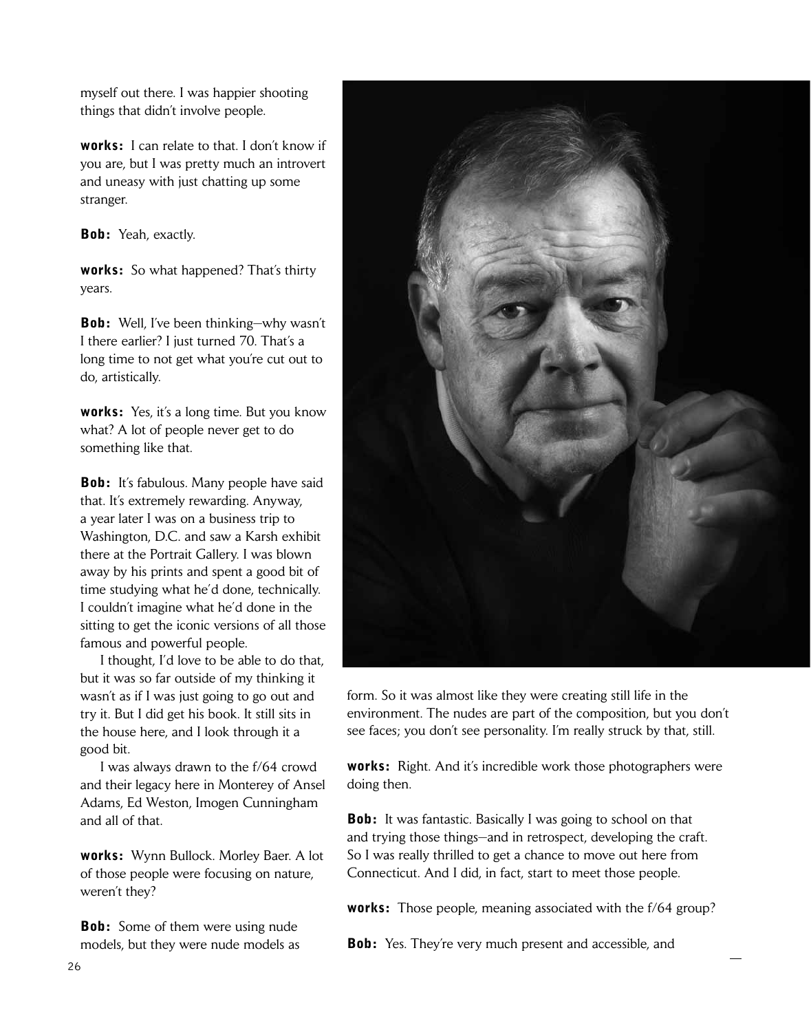myself out there. I was happier shooting things that didn't involve people.

**works:** I can relate to that. I don't know if you are, but I was pretty much an introvert and uneasy with just chatting up some stranger.

**Bob:** Yeah, exactly.

**works:** So what happened? That's thirty years.

**Bob:** Well, I've been thinking—why wasn't I there earlier? I just turned 70. That's a long time to not get what you're cut out to do, artistically.

**works:** Yes, it's a long time. But you know what? A lot of people never get to do something like that.

**Bob:** It's fabulous. Many people have said that. It's extremely rewarding. Anyway, a year later I was on a business trip to Washington, D.C. and saw a Karsh exhibit there at the Portrait Gallery. I was blown away by his prints and spent a good bit of time studying what he'd done, technically. I couldn't imagine what he'd done in the sitting to get the iconic versions of all those famous and powerful people.

I thought, I'd love to be able to do that, but it was so far outside of my thinking it wasn't as if I was just going to go out and try it. But I did get his book. It still sits in the house here, and I look through it a good bit.

I was always drawn to the f/64 crowd and their legacy here in Monterey of Ansel Adams, Ed Weston, Imogen Cunningham and all of that.

**works:** Wynn Bullock. Morley Baer. A lot of those people were focusing on nature, weren't they?

**Bob:** Some of them were using nude models, but they were nude models as form. So it was almost like they were creating still life in the environment. The nudes are part of the composition, but you don't see faces; you don't see personality. I'm really struck by that, still.

**works:** Right. And it's incredible work those photographers were doing then.

**Bob:** It was fantastic. Basically I was going to school on that and trying those things—and in retrospect, developing the craft. So I was really thrilled to get a chance to move out here from Connecticut. And I did, in fact, start to meet those people.

**works:** Those people, meaning associated with the f/64 group?

**Bob:** Yes. They're very much present and accessible, and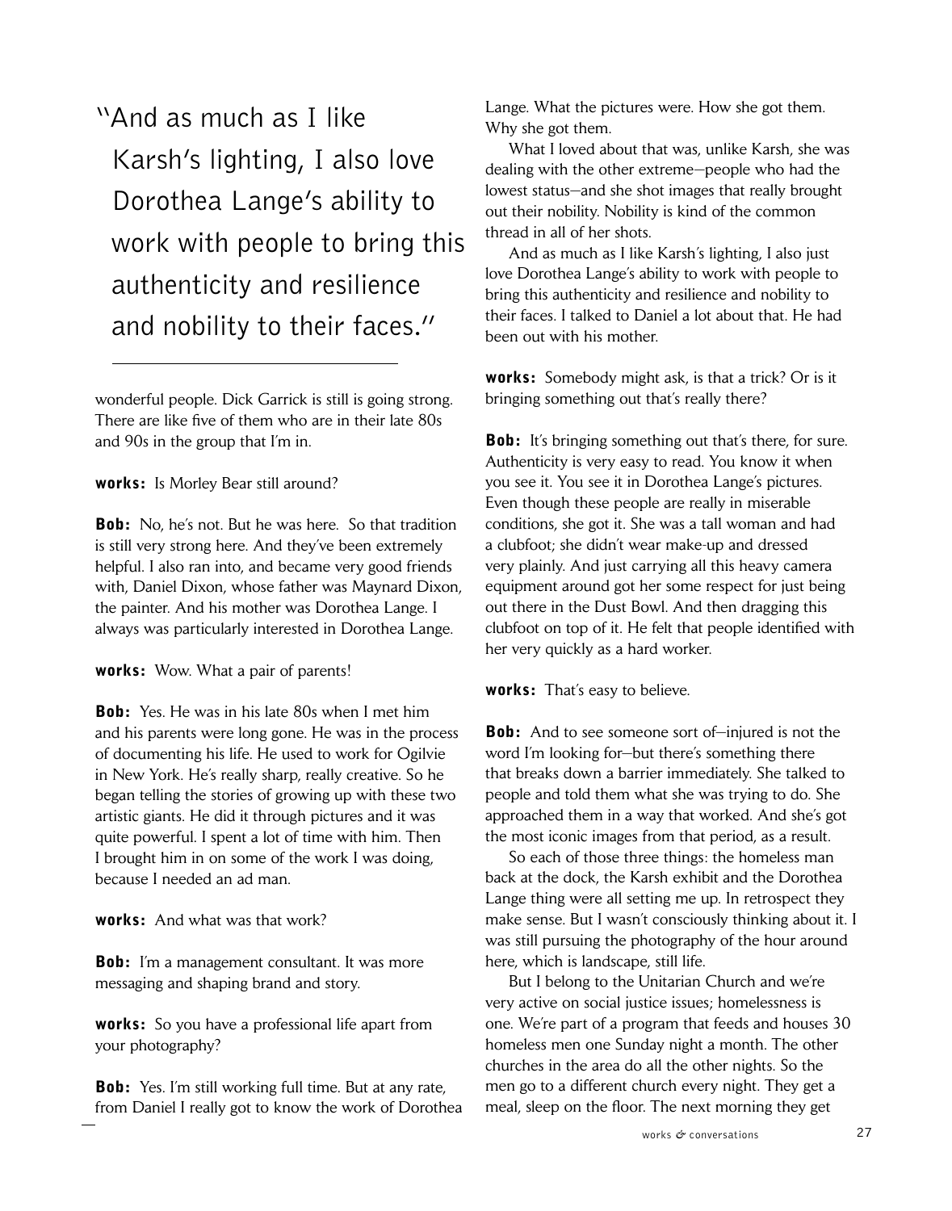> "And as much as I like Karsh's lighting, I also love Dorothea Lange's ability to work with people to bring this authenticity and resilience and nobility to their faces."

wonderful people. Dick Garrick is still is going strong. There are like five of them who are in their late 80s and 90s in the group that I'm in.

**works:** Is Morley Bear still around?

**Bob:** No, he's not. But he was here. So that tradition is still very strong here. And they've been extremely helpful. I also ran into, and became very good friends with, Daniel Dixon, whose father was Maynard Dixon, the painter. And his mother was Dorothea Lange. I always was particularly interested in Dorothea Lange.

**works:** Wow. What a pair of parents!

**Bob:** Yes. He was in his late 80s when I met him and his parents were long gone. He was in the process of documenting his life. He used to work for Ogilvie in New York. He's really sharp, really creative. So he began telling the stories of growing up with these two artistic giants. He did it through pictures and it was quite powerful. I spent a lot of time with him. Then I brought him in on some of the work I was doing, because I needed an ad man.

**works:** And what was that work?

**Bob:** I'm a management consultant. It was more messaging and shaping brand and story.

**works:** So you have a professional life apart from your photography?

**Bob:** Yes. I'm still working full time. But at any rate, from Daniel I really got to know the work of Dorothea Lange. What the pictures were. How she got them. Why she got them.

What I loved about that was, unlike Karsh, she was dealing with the other extreme—people who had the lowest status—and she shot images that really brought out their nobility. Nobility is kind of the common thread in all of her shots.

And as much as I like Karsh's lighting, I also just love Dorothea Lange's ability to work with people to bring this authenticity and resilience and nobility to their faces. I talked to Daniel a lot about that. He had been out with his mother.

**works:** Somebody might ask, is that a trick? Or is it bringing something out that's really there?

**Bob:** It's bringing something out that's there, for sure. Authenticity is very easy to read. You know it when you see it. You see it in Dorothea Lange's pictures. Even though these people are really in miserable conditions, she got it. She was a tall woman and had a clubfoot; she didn't wear make-up and dressed very plainly. And just carrying all this heavy camera equipment around got her some respect for just being out there in the Dust Bowl. And then dragging this clubfoot on top of it. He felt that people identified with her very quickly as a hard worker.

**works:** That's easy to believe.

**Bob:** And to see someone sort of—injured is not the word I'm looking for—but there's something there that breaks down a barrier immediately. She talked to people and told them what she was trying to do. She approached them in a way that worked. And she's got the most iconic images from that period, as a result.

So each of those three things: the homeless man back at the dock, the Karsh exhibit and the Dorothea Lange thing were all setting me up. In retrospect they make sense. But I wasn't consciously thinking about it. I was still pursuing the photography of the hour around here, which is landscape, still life.

But I belong to the Unitarian Church and we're very active on social justice issues; homelessness is one. We're part of a program that feeds and houses 30 homeless men one Sunday night a month. The other churches in the area do all the other nights. So the men go to a different church every night. They get a meal, sleep on the floor. The next morning they get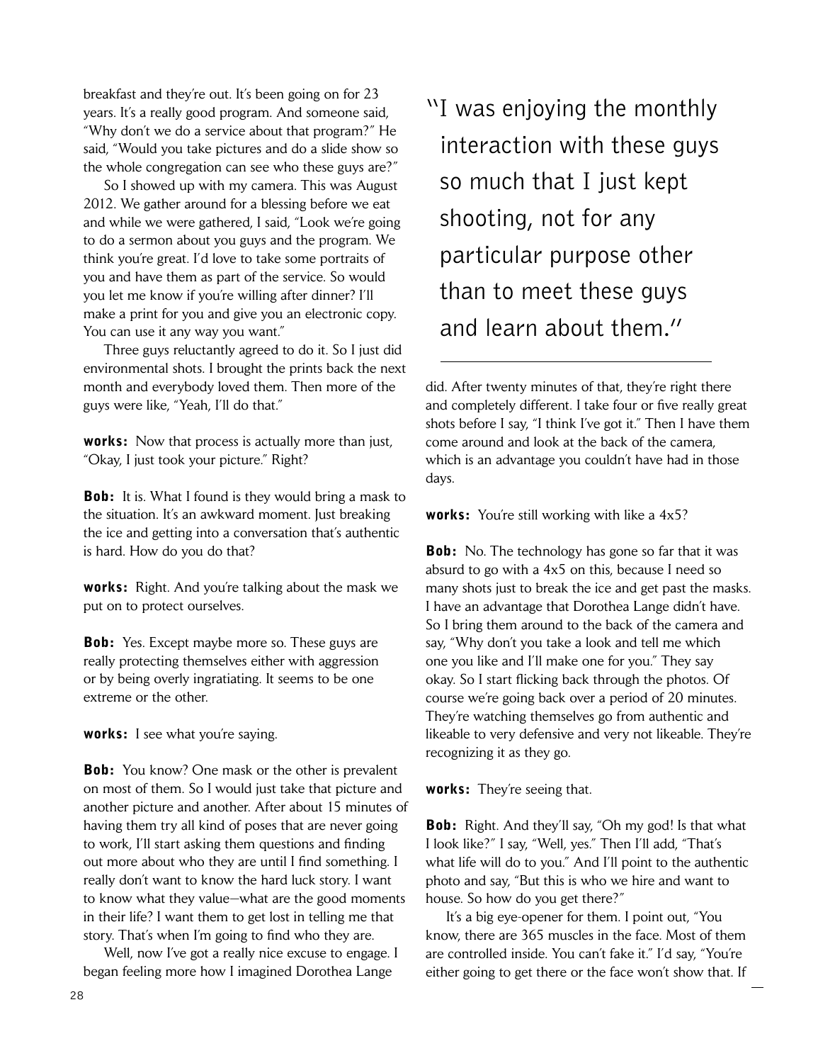breakfast and they're out. It's been going on for 23 years. It's a really good program. And someone said, "Why don't we do a service about that program?" He said, "Would you take pictures and do a slide show so the whole congregation can see who these guys are?"

So I showed up with my camera. This was August 2012. We gather around for a blessing before we eat and while we were gathered, I said, "Look we're going to do a sermon about you guys and the program. We think you're great. I'd love to take some portraits of you and have them as part of the service. So would you let me know if you're willing after dinner? I'll make a print for you and give you an electronic copy. You can use it any way you want."

Three guys reluctantly agreed to do it. So I just did environmental shots. I brought the prints back the next month and everybody loved them. Then more of the guys were like, "Yeah, I'll do that."

**works:** Now that process is actually more than just, "Okay, I just took your picture." Right?

**Bob:** It is. What I found is they would bring a mask to the situation. It's an awkward moment. Just breaking the ice and getting into a conversation that's authentic is hard. How do you do that?

**works:** Right. And you're talking about the mask we put on to protect ourselves.

**Bob:** Yes. Except maybe more so. These guys are really protecting themselves either with aggression or by being overly ingratiating. It seems to be one extreme or the other.

**works:** I see what you're saying.

**Bob:** You know? One mask or the other is prevalent on most of them. So I would just take that picture and another picture and another. After about 15 minutes of having them try all kind of poses that are never going to work, I'll start asking them questions and finding out more about who they are until I find something. I really don't want to know the hard luck story. I want to know what they value—what are the good moments in their life? I want them to get lost in telling me that story. That's when I'm going to find who they are.

Well, now I've got a really nice excuse to engage. I began feeling more how I imagined Dorothea Lange did. After twenty minutes of that, they're right there and completely different. I take four or five really great shots before I say, "I think I've got it." Then I have them come around and look at the back of the camera, which is an advantage you couldn't have had in those days.

> "I was enjoying the monthly interaction with these guys so much that I just kept shooting, not for any particular purpose other than to meet these guys and learn about them."

**works:** You're still working with like a 4x5?

**Bob:** No. The technology has gone so far that it was absurd to go with a 4x5 on this, because I need so many shots just to break the ice and get past the masks. I have an advantage that Dorothea Lange didn't have. So I bring them around to the back of the camera and say, "Why don't you take a look and tell me which one you like and I'll make one for you." They say okay. So I start flicking back through the photos. Of course we're going back over a period of 20 minutes. They're watching themselves go from authentic and likeable to very defensive and very not likeable. They're recognizing it as they go.

**works:** They're seeing that.

**Bob:** Right. And they'll say, "Oh my god! Is that what I look like?" I say, "Well, yes." Then I'll add, "That's what life will do to you." And I'll point to the authentic photo and say, "But this is who we hire and want to house. So how do you get there?"

It's a big eye-opener for them. I point out, "You know, there are 365 muscles in the face. Most of them are controlled inside. You can't fake it." I'd say, "You're either going to get there or the face won't show that. If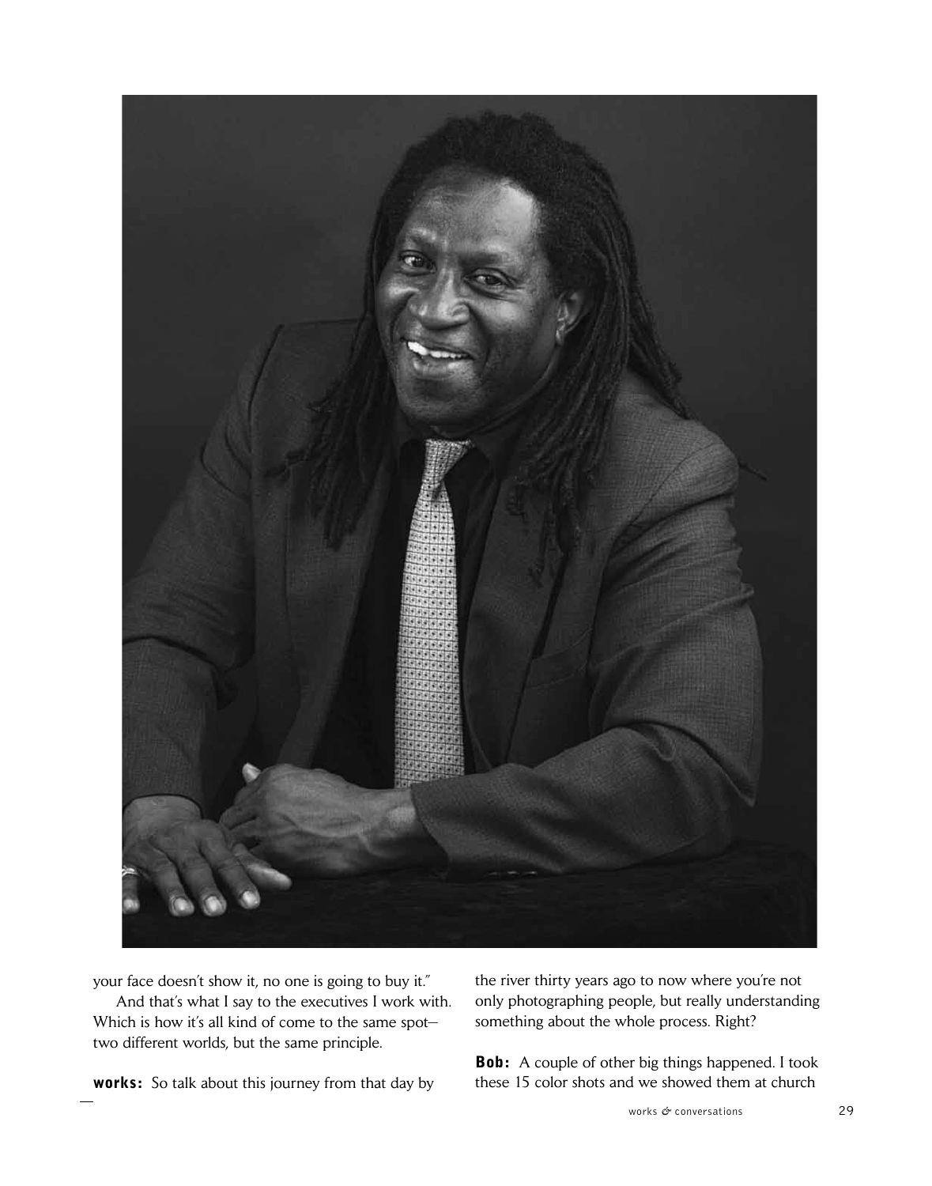your face doesn't show it, no one is going to buy it."

And that's what I say to the executives I work with. Which is how it's all kind of come to the same spot—two different worlds, but the same principle.

**works:** So talk about this journey from that day by the river thirty years ago to now where you're not only photographing people, but really understanding something about the whole process. Right?

**Bob:** A couple of other big things happened. I took these 15 color shots and we showed them at church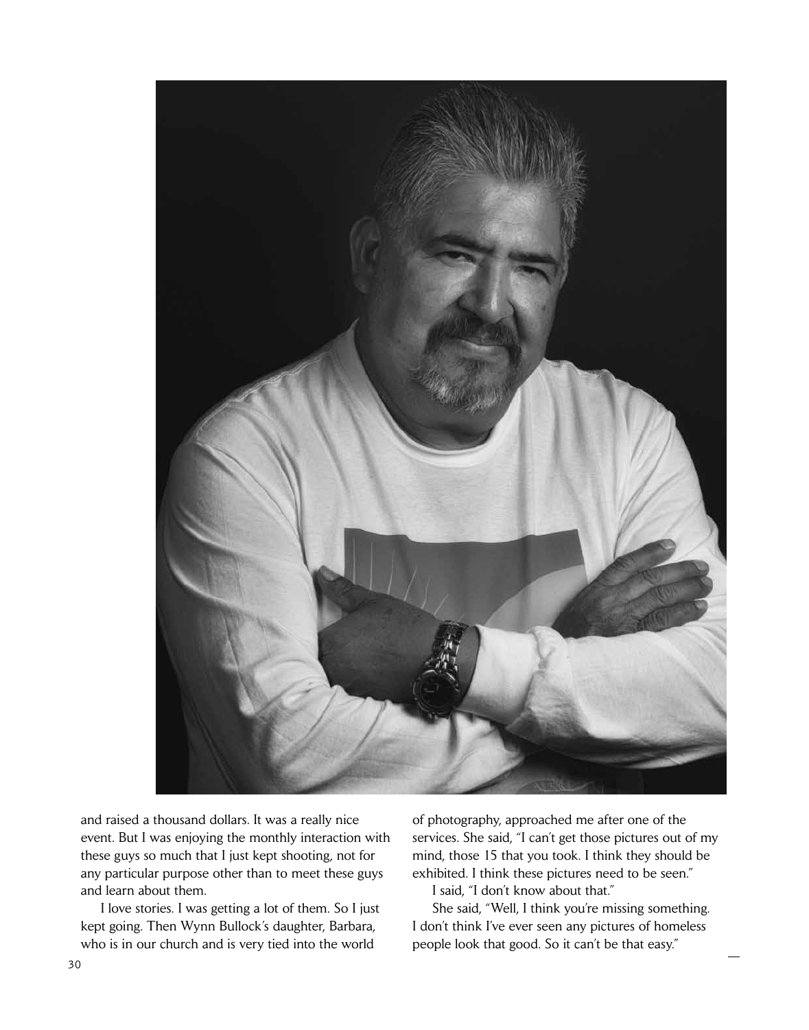and raised a thousand dollars. It was a really nice event. But I was enjoying the monthly interaction with these guys so much that I just kept shooting, not for any particular purpose other than to meet these guys and learn about them.

I love stories. I was getting a lot of them. So I just kept going. Then Wynn Bullock's daughter, Barbara, who is in our church and is very tied into the world of photography, approached me after one of the services. She said, "I can't get those pictures out of my mind, those 15 that you took. I think they should be exhibited. I think these pictures need to be seen."

I said, "I don't know about that."

She said, "Well, I think you're missing something. I don't think I've ever seen any pictures of homeless people look that good. So it can't be that easy."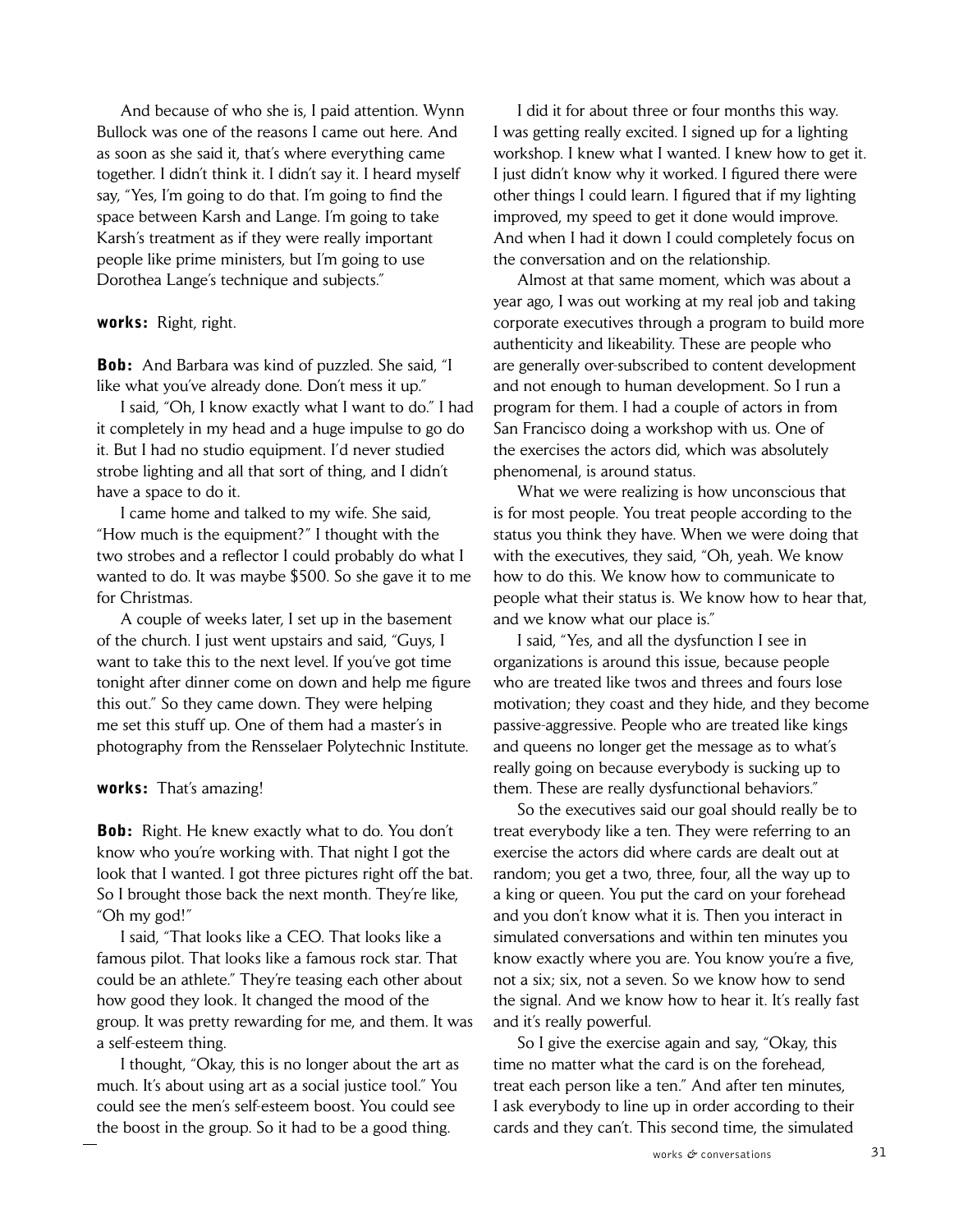And because of who she is, I paid attention. Wynn Bullock was one of the reasons I came out here. And as soon as she said it, that's where everything came together. I didn't think it. I didn't say it. I heard myself say, "Yes, I'm going to do that. I'm going to find the space between Karsh and Lange. I'm going to take Karsh's treatment as if they were really important people like prime ministers, but I'm going to use Dorothea Lange's technique and subjects."

**works:** Right, right.

**Bob:** And Barbara was kind of puzzled. She said, "I like what you've already done. Don't mess it up."

I said, "Oh, I know exactly what I want to do." I had it completely in my head and a huge impulse to go do it. But I had no studio equipment. I'd never studied strobe lighting and all that sort of thing, and I didn't have a space to do it.

I came home and talked to my wife. She said, "How much is the equipment?" I thought with the two strobes and a reflector I could probably do what I wanted to do. It was maybe $500. So she gave it to me for Christmas.

A couple of weeks later, I set up in the basement of the church. I just went upstairs and said, "Guys, I want to take this to the next level. If you've got time tonight after dinner come on down and help me figure this out." So they came down. They were helping me set this stuff up. One of them had a master's in photography from the Rensselaer Polytechnic Institute.

**works:** That's amazing!

**Bob:** Right. He knew exactly what to do. You don't know who you're working with. That night I got the look that I wanted. I got three pictures right off the bat. So I brought those back the next month. They're like, "Oh my god!"

I said, "That looks like a CEO. That looks like a famous pilot. That looks like a famous rock star. That could be an athlete." They're teasing each other about how good they look. It changed the mood of the group. It was pretty rewarding for me, and them. It was a self-esteem thing.

I thought, "Okay, this is no longer about the art as much. It's about using art as a social justice tool." You could see the men's self-esteem boost. You could see the boost in the group. So it had to be a good thing.

I did it for about three or four months this way. I was getting really excited. I signed up for a lighting workshop. I knew what I wanted. I knew how to get it. I just didn't know why it worked. I figured there were other things I could learn. I figured that if my lighting improved, my speed to get it done would improve. And when I had it down I could completely focus on the conversation and on the relationship.

Almost at that same moment, which was about a year ago, I was out working at my real job and taking corporate executives through a program to build more authenticity and likeability. These are people who are generally over-subscribed to content development and not enough to human development. So I run a program for them. I had a couple of actors in from San Francisco doing a workshop with us. One of the exercises the actors did, which was absolutely phenomenal, is around status.

What we were realizing is how unconscious that is for most people. You treat people according to the status you think they have. When we were doing that with the executives, they said, "Oh, yeah. We know how to do this. We know how to communicate to people what their status is. We know how to hear that, and we know what our place is."

I said, "Yes, and all the dysfunction I see in organizations is around this issue, because people who are treated like twos and threes and fours lose motivation; they coast and they hide, and they become passive-aggressive. People who are treated like kings and queens no longer get the message as to what's really going on because everybody is sucking up to them. These are really dysfunctional behaviors."

So the executives said our goal should really be to treat everybody like a ten. They were referring to an exercise the actors did where cards are dealt out at random; you get a two, three, four, all the way up to a king or queen. You put the card on your forehead and you don't know what it is. Then you interact in simulated conversations and within ten minutes you know exactly where you are. You know you're a five, not a six; six, not a seven. So we know how to send the signal. And we know how to hear it. It's really fast and it's really powerful.

So I give the exercise again and say, "Okay, this time no matter what the card is on the forehead, treat each person like a ten." And after ten minutes, I ask everybody to line up in order according to their cards and they can't. This second time, the simulated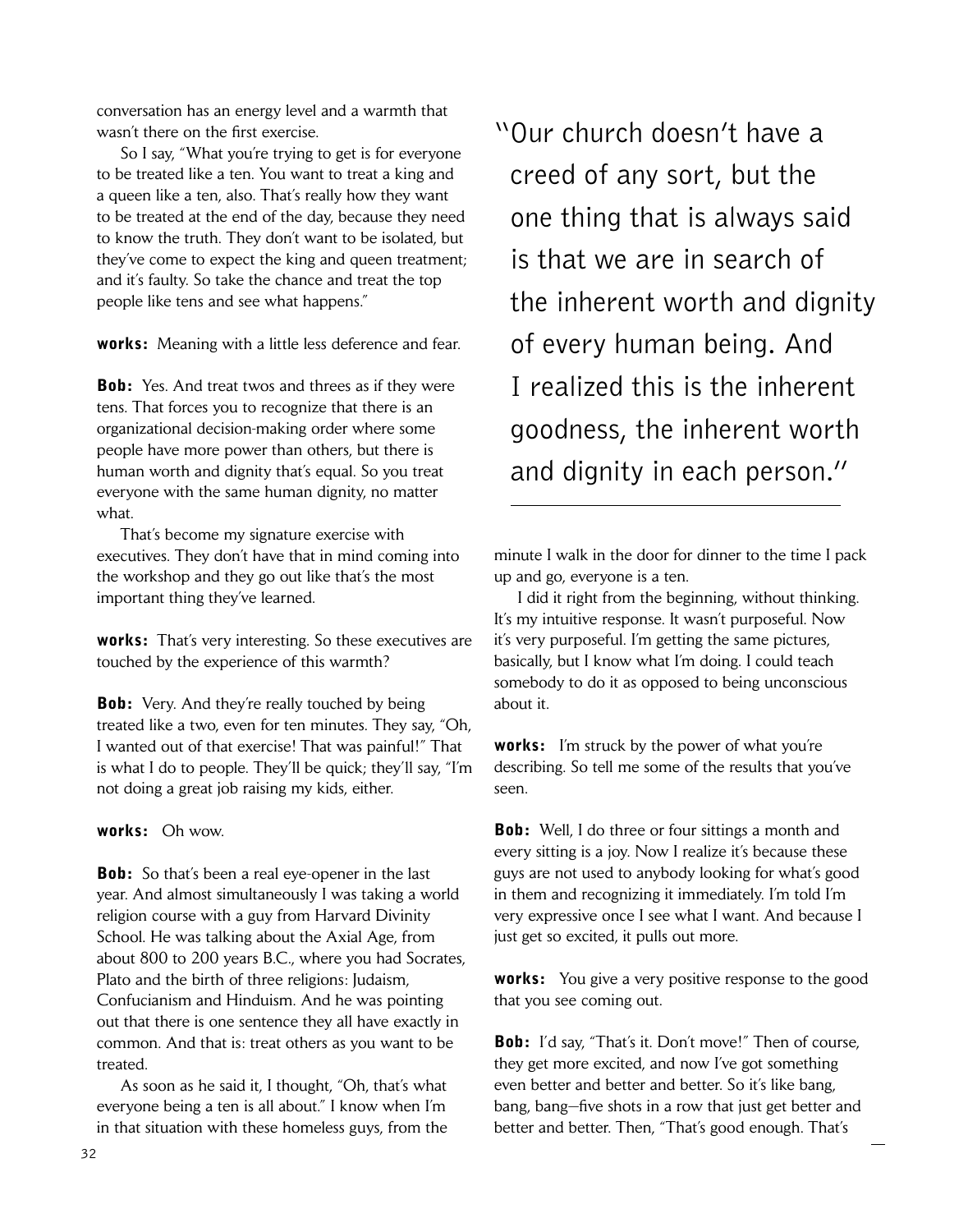conversation has an energy level and a warmth that wasn't there on the first exercise.

So I say, "What you're trying to get is for everyone to be treated like a ten. You want to treat a king and a queen like a ten, also. That's really how they want to be treated at the end of the day, because they need to know the truth. They don't want to be isolated, but they've come to expect the king and queen treatment; and it's faulty. So take the chance and treat the top people like tens and see what happens."

**works:** Meaning with a little less deference and fear.

**Bob:** Yes. And treat twos and threes as if they were tens. That forces you to recognize that there is an organizational decision-making order where some people have more power than others, but there is human worth and dignity that's equal. So you treat everyone with the same human dignity, no matter what.

That's become my signature exercise with executives. They don't have that in mind coming into the workshop and they go out like that's the most important thing they've learned.

**works:** That's very interesting. So these executives are touched by the experience of this warmth?

**Bob:** Very. And they're really touched by being treated like a two, even for ten minutes. They say, "Oh, I wanted out of that exercise! That was painful!" That is what I do to people. They'll be quick; they'll say, "I'm not doing a great job raising my kids, either.

**works:** Oh wow.

**Bob:** So that's been a real eye-opener in the last year. And almost simultaneously I was taking a world religion course with a guy from Harvard Divinity School. He was talking about the Axial Age, from about 800 to 200 years B.C., where you had Socrates, Plato and the birth of three religions: Judaism, Confucianism and Hinduism. And he was pointing out that there is one sentence they all have exactly in common. And that is: treat others as you want to be treated.

As soon as he said it, I thought, "Oh, that's what everyone being a ten is all about." I know when I'm in that situation with these homeless guys, from the minute I walk in the door for dinner to the time I pack up and go, everyone is a ten.

> "Our church doesn't have a creed of any sort, but the one thing that is always said is that we are in search of the inherent worth and dignity of every human being. And I realized this is the inherent goodness, the inherent worth and dignity in each person."

I did it right from the beginning, without thinking. It's my intuitive response. It wasn't purposeful. Now it's very purposeful. I'm getting the same pictures, basically, but I know what I'm doing. I could teach somebody to do it as opposed to being unconscious about it.

**works:** I'm struck by the power of what you're describing. So tell me some of the results that you've seen.

**Bob:** Well, I do three or four sittings a month and every sitting is a joy. Now I realize it's because these guys are not used to anybody looking for what's good in them and recognizing it immediately. I'm told I'm very expressive once I see what I want. And because I just get so excited, it pulls out more.

**works:** You give a very positive response to the good that you see coming out.

**Bob:** I'd say, "That's it. Don't move!" Then of course, they get more excited, and now I've got something even better and better and better. So it's like bang, bang, bang—five shots in a row that just get better and better and better. Then, "That's good enough. That's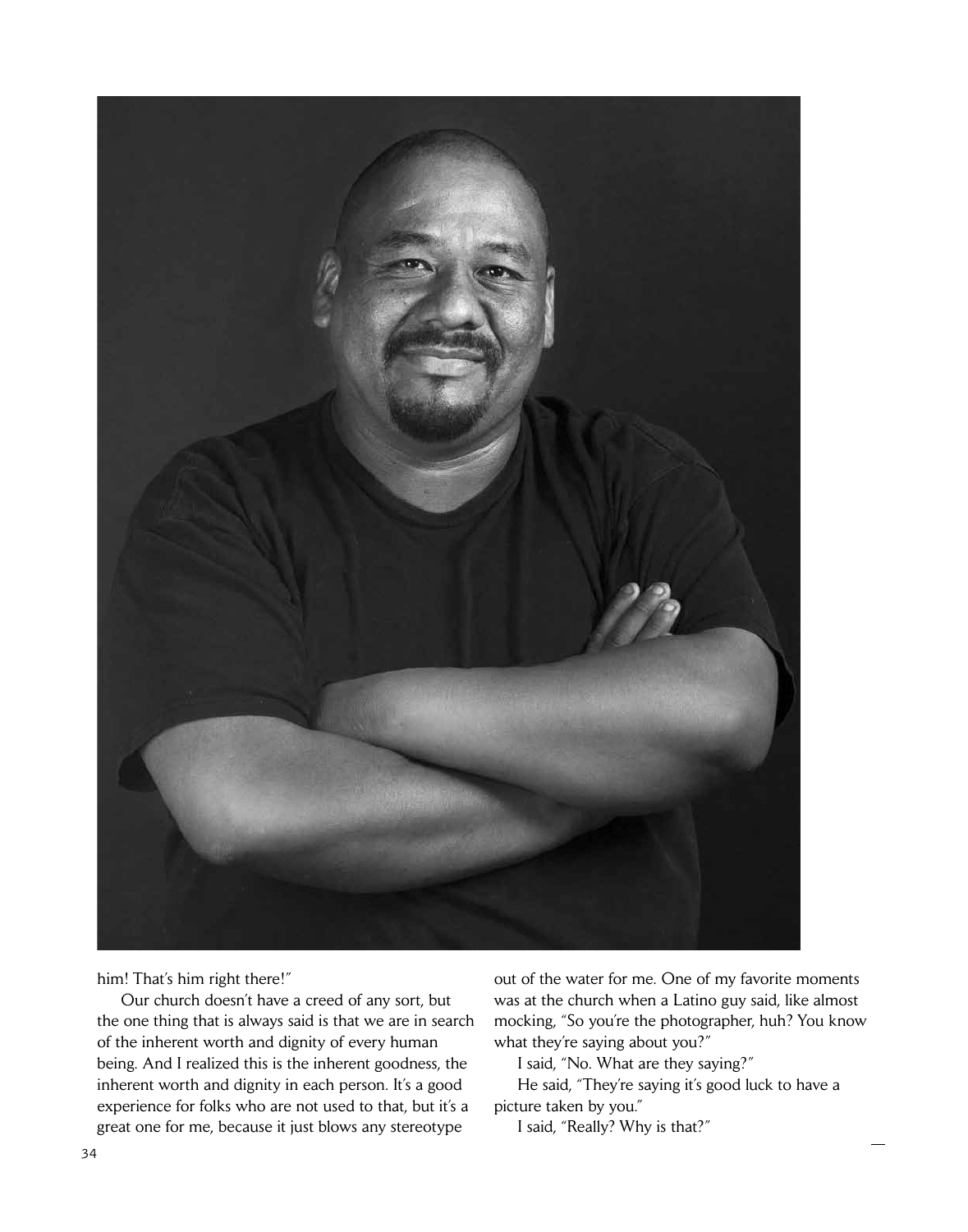him! That's him right there!"

Our church doesn't have a creed of any sort, but the one thing that is always said is that we are in search of the inherent worth and dignity of every human being. And I realized this is the inherent goodness, the inherent worth and dignity in each person. It's a good experience for folks who are not used to that, but it's a great one for me, because it just blows any stereotype out of the water for me. One of my favorite moments was at the church when a Latino guy said, like almost mocking, "So you're the photographer, huh? You know what they're saying about you?"

I said, "No. What are they saying?"

He said, "They're saying it's good luck to have a picture taken by you."

I said, "Really? Why is that?"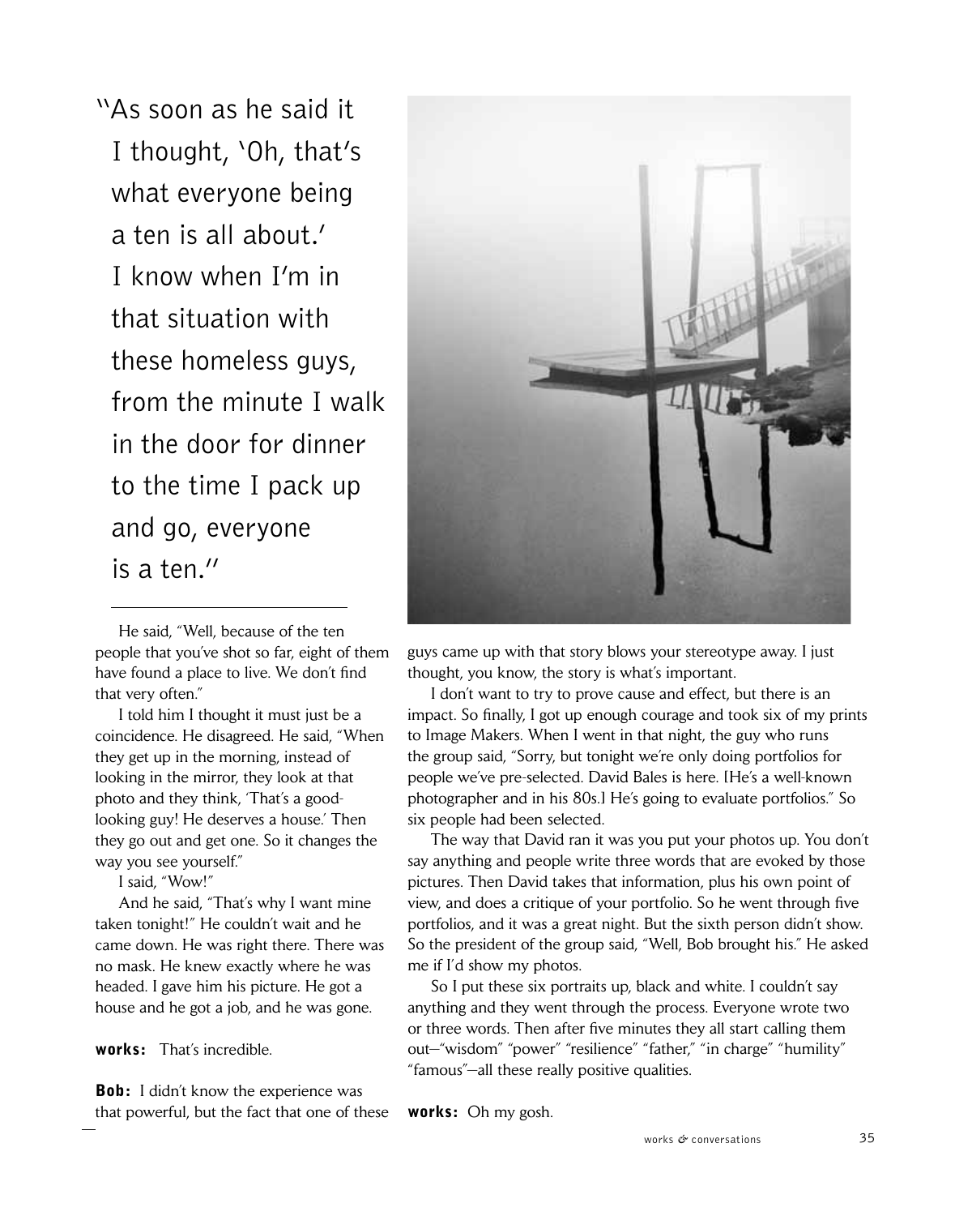"As soon as he said it I thought, 'Oh, that's what everyone being a ten is all about.' I know when I'm in that situation with these homeless guys, from the minute I walk in the door for dinner to the time I pack up and go, everyone is a ten."

---

He said, "Well, because of the ten people that you've shot so far, eight of them have found a place to live. We don't find that very often."

I told him I thought it must just be a coincidence. He disagreed. He said, "When they get up in the morning, instead of looking in the mirror, they look at that photo and they think, 'That's a good-looking guy! He deserves a house.' Then they go out and get one. So it changes the way you see yourself."

I said, "Wow!"

And he said, "That's why I want mine taken tonight!" He couldn't wait and he came down. He was right there. There was no mask. He knew exactly where he was headed. I gave him his picture. He got a house and he got a job, and he was gone.

**works:** That's incredible.

**Bob:** I didn't know the experience was that powerful, but the fact that one of these guys came up with that story blows your stereotype away. I just thought, you know, the story is what's important.

I don't want to try to prove cause and effect, but there is an impact. So finally, I got up enough courage and took six of my prints to Image Makers. When I went in that night, the guy who runs the group said, "Sorry, but tonight we're only doing portfolios for people we've pre-selected. David Bales is here. [He's a well-known photographer and in his 80s.] He's going to evaluate portfolios." So six people had been selected.

The way that David ran it was you put your photos up. You don't say anything and people write three words that are evoked by those pictures. Then David takes that information, plus his own point of view, and does a critique of your portfolio. So he went through five portfolios, and it was a great night. But the sixth person didn't show. So the president of the group said, "Well, Bob brought his." He asked me if I'd show my photos.

So I put these six portraits up, black and white. I couldn't say anything and they went through the process. Everyone wrote two or three words. Then after five minutes they all start calling them out—"wisdom" "power" "resilience" "father," "in charge" "humility" "famous"—all these really positive qualities.

**works:** Oh my gosh.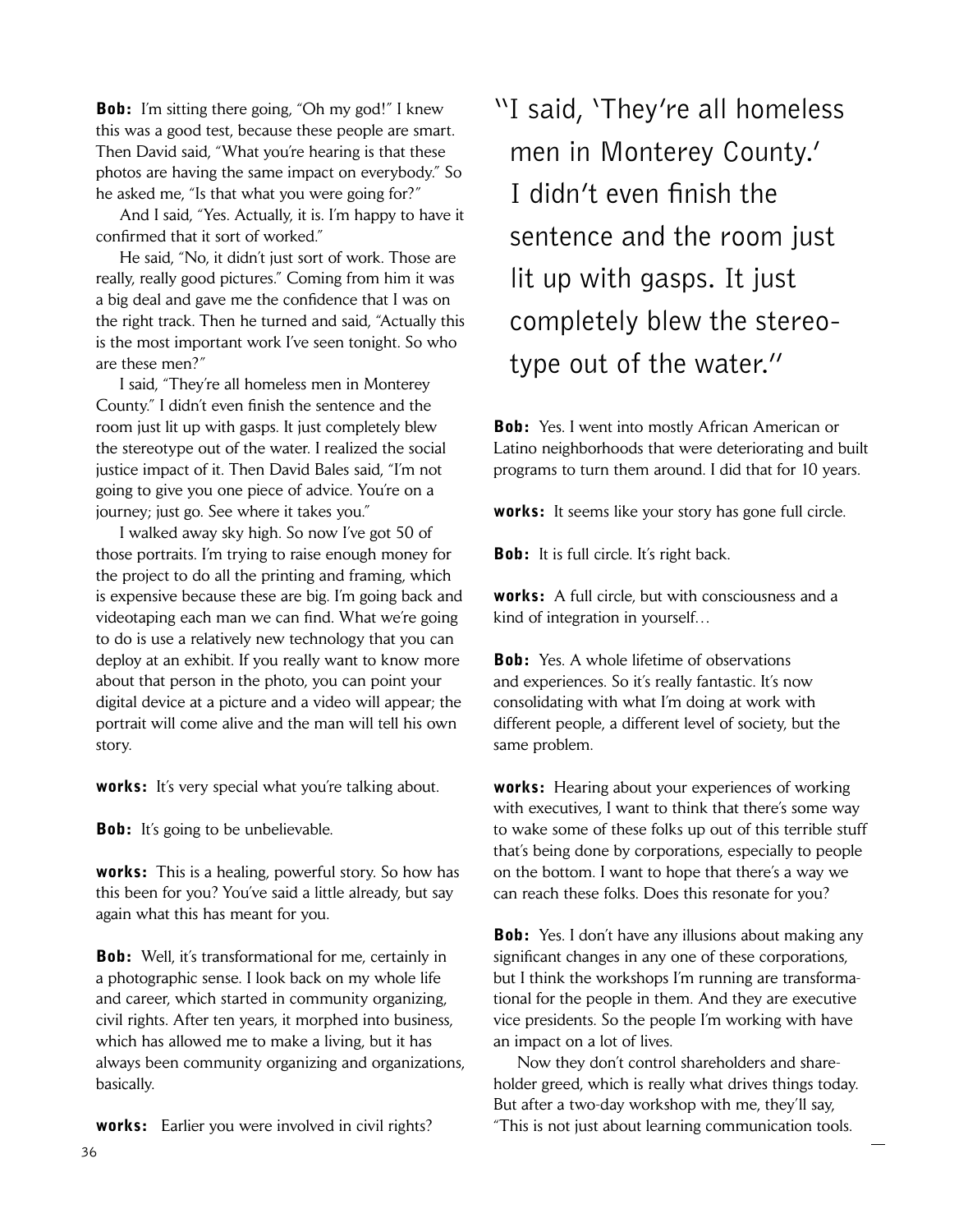**Bob:** I'm sitting there going, "Oh my god!" I knew this was a good test, because these people are smart. Then David said, "What you're hearing is that these photos are having the same impact on everybody." So he asked me, "Is that what you were going for?"

And I said, "Yes. Actually, it is. I'm happy to have it confirmed that it sort of worked."

He said, "No, it didn't just sort of work. Those are really, really good pictures." Coming from him it was a big deal and gave me the confidence that I was on the right track. Then he turned and said, "Actually this is the most important work I've seen tonight. So who are these men?"

I said, "They're all homeless men in Monterey County." I didn't even finish the sentence and the room just lit up with gasps. It just completely blew the stereotype out of the water. I realized the social justice impact of it. Then David Bales said, "I'm not going to give you one piece of advice. You're on a journey; just go. See where it takes you."

I walked away sky high. So now I've got 50 of those portraits. I'm trying to raise enough money for the project to do all the printing and framing, which is expensive because these are big. I'm going back and videotaping each man we can find. What we're going to do is use a relatively new technology that you can deploy at an exhibit. If you really want to know more about that person in the photo, you can point your digital device at a picture and a video will appear; the portrait will come alive and the man will tell his own story.

**works:** It's very special what you're talking about.

**Bob:** It's going to be unbelievable.

**works:** This is a healing, powerful story. So how has this been for you? You've said a little already, but say again what this has meant for you.

**Bob:** Well, it's transformational for me, certainly in a photographic sense. I look back on my whole life and career, which started in community organizing, civil rights. After ten years, it morphed into business, which has allowed me to make a living, but it has always been community organizing and organizations, basically.

**works:** Earlier you were involved in civil rights?

> "I said, 'They're all homeless men in Monterey County.' I didn't even finish the sentence and the room just lit up with gasps. It just completely blew the stereotype out of the water."

**Bob:** Yes. I went into mostly African American or Latino neighborhoods that were deteriorating and built programs to turn them around. I did that for 10 years.

**works:** It seems like your story has gone full circle.

**Bob:** It is full circle. It's right back.

**works:** A full circle, but with consciousness and a kind of integration in yourself…

**Bob:** Yes. A whole lifetime of observations and experiences. So it's really fantastic. It's now consolidating with what I'm doing at work with different people, a different level of society, but the same problem.

**works:** Hearing about your experiences of working with executives, I want to think that there's some way to wake some of these folks up out of this terrible stuff that's being done by corporations, especially to people on the bottom. I want to hope that there's a way we can reach these folks. Does this resonate for you?

**Bob:** Yes. I don't have any illusions about making any significant changes in any one of these corporations, but I think the workshops I'm running are transformational for the people in them. And they are executive vice presidents. So the people I'm working with have an impact on a lot of lives.

Now they don't control shareholders and shareholder greed, which is really what drives things today. But after a two-day workshop with me, they'll say, "This is not just about learning communication tools.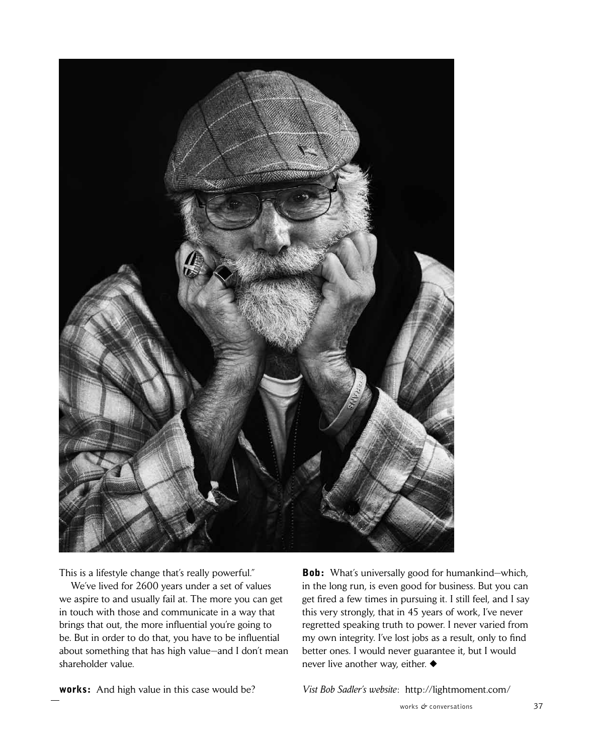This is a lifestyle change that's really powerful."

We've lived for 2600 years under a set of values we aspire to and usually fail at. The more you can get in touch with those and communicate in a way that brings that out, the more influential you're going to be. But in order to do that, you have to be influential about something that has high value—and I don't mean shareholder value.

**works:** And high value in this case would be?

**Bob:** What's universally good for humankind—which, in the long run, is even good for business. But you can get fired a few times in pursuing it. I still feel, and I say this very strongly, that in 45 years of work, I've never regretted speaking truth to power. I never varied from my own integrity. I've lost jobs as a result, only to find better ones. I would never guarantee it, but I would never live another way, either. ◆

*Vist Bob Sadler's website*: http://lightmoment.com/